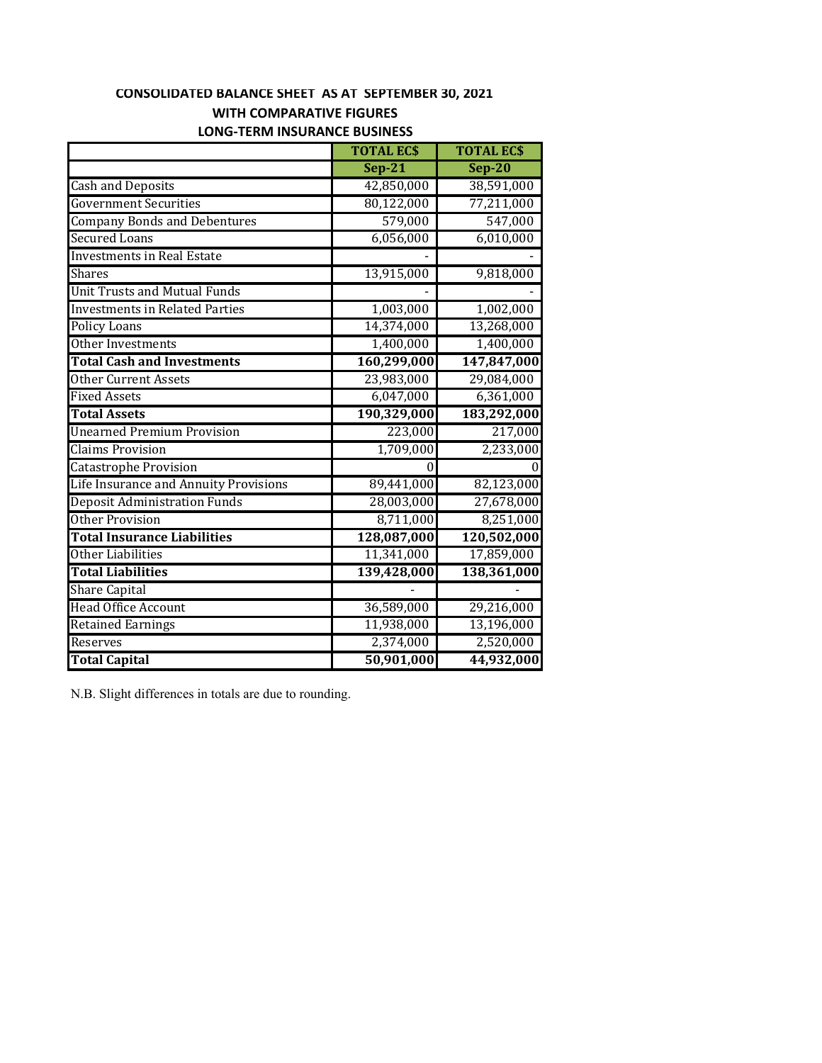# CONSOLIDATED BALANCE SHEET AS AT SEPTEMBER 30, 2021

## WITH COMPARATIVE FIGURES

## LONG-TERM INSURANCE BUSINESS

| | TOTAL EC$ | TOTAL EC$ |
|---|---|---|
| | **Sep-21** | **Sep-20** |
| Cash and Deposits | 42,850,000 | 38,591,000 |
| Government Securities | 80,122,000 | 77,211,000 |
| Company Bonds and Debentures | 579,000 | 547,000 |
| Secured Loans | 6,056,000 | 6,010,000 |
| Investments in Real Estate | - | - |
| Shares | 13,915,000 | 9,818,000 |
| Unit Trusts and Mutual Funds | - | - |
| Investments in Related Parties | 1,003,000 | 1,002,000 |
| Policy Loans | 14,374,000 | 13,268,000 |
| Other Investments | 1,400,000 | 1,400,000 |
| **Total Cash and Investments** | **160,299,000** | **147,847,000** |
| Other Current Assets | 23,983,000 | 29,084,000 |
| Fixed Assets | 6,047,000 | 6,361,000 |
| **Total Assets** | **190,329,000** | **183,292,000** |
| Unearned Premium Provision | 223,000 | 217,000 |
| Claims Provision | 1,709,000 | 2,233,000 |
| Catastrophe Provision | 0 | 0 |
| Life Insurance and Annuity Provisions | 89,441,000 | 82,123,000 |
| Deposit Administration Funds | 28,003,000 | 27,678,000 |
| Other Provision | 8,711,000 | 8,251,000 |
| **Total Insurance Liabilities** | **128,087,000** | **120,502,000** |
| Other Liabilities | 11,341,000 | 17,859,000 |
| **Total Liabilities** | **139,428,000** | **138,361,000** |
| Share Capital | - | - |
| Head Office Account | 36,589,000 | 29,216,000 |
| Retained Earnings | 11,938,000 | 13,196,000 |
| Reserves | 2,374,000 | 2,520,000 |
| **Total Capital** | **50,901,000** | **44,932,000** |

N.B. Slight differences in totals are due to rounding.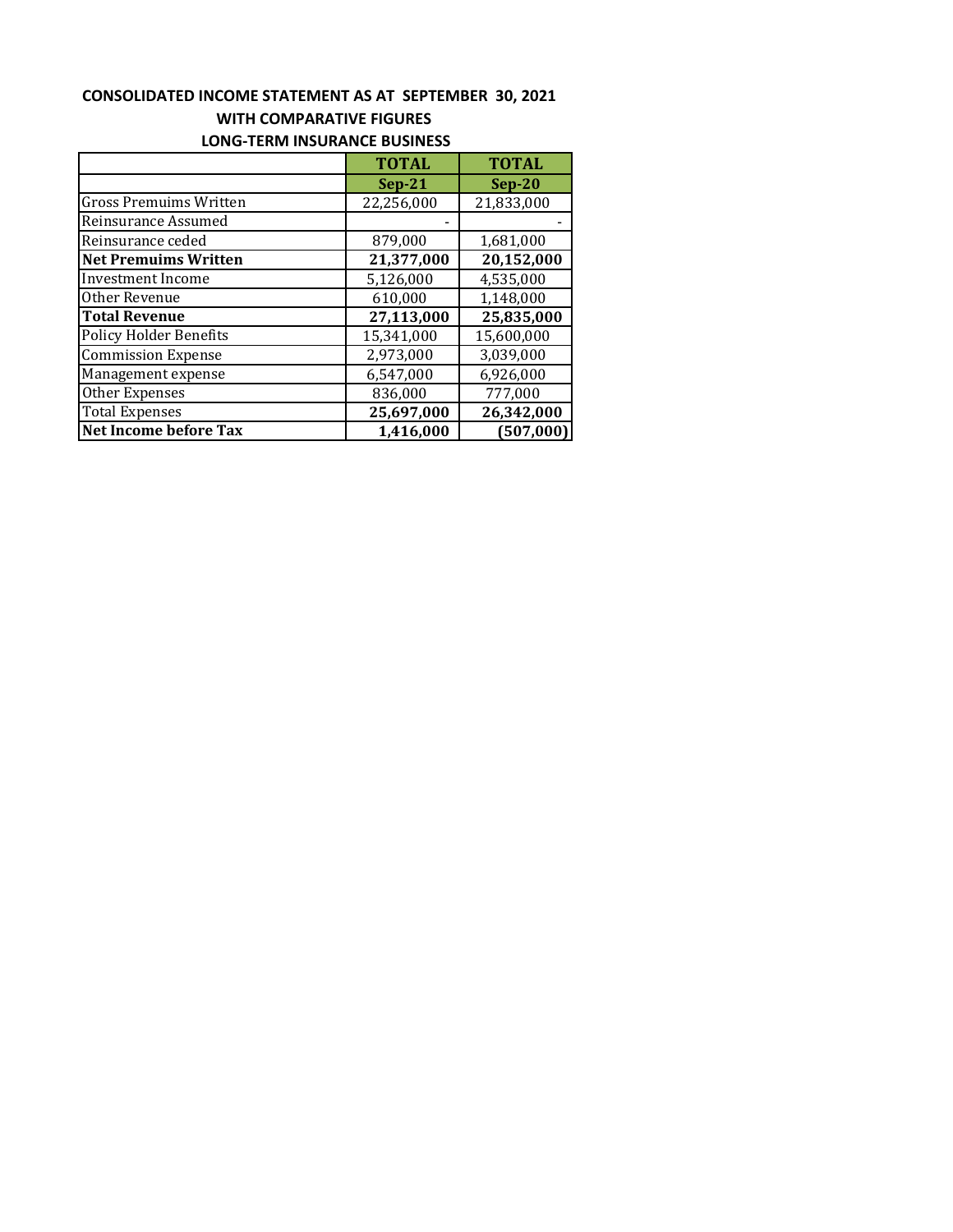**CONSOLIDATED INCOME STATEMENT AS AT SEPTEMBER 30, 2021**

**WITH COMPARATIVE FIGURES**

**LONG-TERM INSURANCE BUSINESS**

| | **TOTAL** | **TOTAL** |
|---|---|---|
| | **Sep-21** | **Sep-20** |
| Gross Premuims Written | 22,256,000 | 21,833,000 |
| Reinsurance Assumed | - | - |
| Reinsurance ceded | 879,000 | 1,681,000 |
| **Net Premuims Written** | **21,377,000** | **20,152,000** |
| Investment Income | 5,126,000 | 4,535,000 |
| Other Revenue | 610,000 | 1,148,000 |
| **Total Revenue** | **27,113,000** | **25,835,000** |
| Policy Holder Benefits | 15,341,000 | 15,600,000 |
| Commission Expense | 2,973,000 | 3,039,000 |
| Management expense | 6,547,000 | 6,926,000 |
| Other Expenses | 836,000 | 777,000 |
| Total Expenses | **25,697,000** | **26,342,000** |
| **Net Income before Tax** | **1,416,000** | **(507,000)** |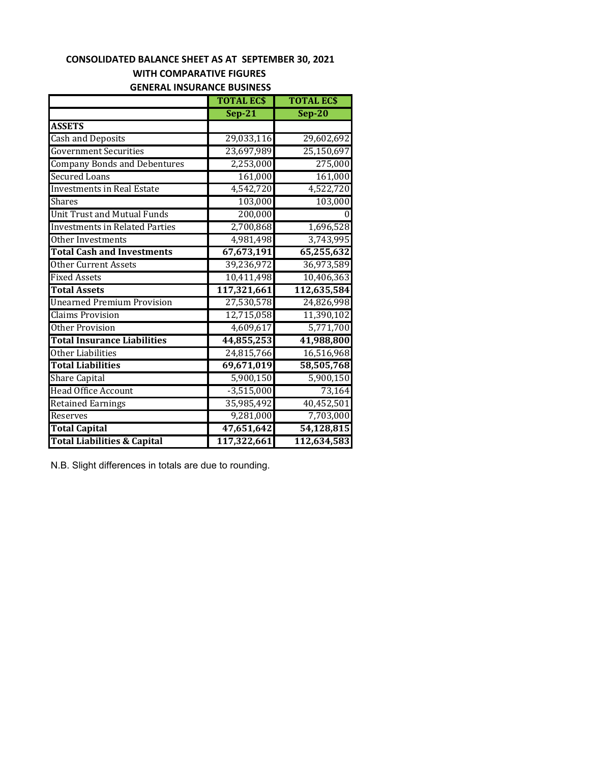## CONSOLIDATED BALANCE SHEET AS AT SEPTEMBER 30, 2021
## WITH COMPARATIVE FIGURES
## GENERAL INSURANCE BUSINESS

| | TOTAL EC$ | TOTAL EC$ |
|---|---|---|
| | **Sep-21** | **Sep-20** |
| **ASSETS** | | |
| Cash and Deposits | 29,033,116 | 29,602,692 |
| Government Securities | 23,697,989 | 25,150,697 |
| Company Bonds and Debentures | 2,253,000 | 275,000 |
| Secured Loans | 161,000 | 161,000 |
| Investments in Real Estate | 4,542,720 | 4,522,720 |
| Shares | 103,000 | 103,000 |
| Unit Trust and Mutual Funds | 200,000 | 0 |
| Investments in Related Parties | 2,700,868 | 1,696,528 |
| Other Investments | 4,981,498 | 3,743,995 |
| **Total Cash and Investments** | **67,673,191** | **65,255,632** |
| Other Current Assets | 39,236,972 | 36,973,589 |
| Fixed Assets | 10,411,498 | 10,406,363 |
| **Total Assets** | **117,321,661** | **112,635,584** |
| Unearned Premium Provision | 27,530,578 | 24,826,998 |
| Claims Provision | 12,715,058 | 11,390,102 |
| Other Provision | 4,609,617 | 5,771,700 |
| **Total Insurance Liabilities** | **44,855,253** | **41,988,800** |
| Other Liabilities | 24,815,766 | 16,516,968 |
| **Total Liabilities** | **69,671,019** | **58,505,768** |
| Share Capital | 5,900,150 | 5,900,150 |
| Head Office Account | -3,515,000 | 73,164 |
| Retained Earnings | 35,985,492 | 40,452,501 |
| Reserves | 9,281,000 | 7,703,000 |
| **Total Capital** | **47,651,642** | **54,128,815** |
| **Total Liabilities & Capital** | **117,322,661** | **112,634,583** |

N.B. Slight differences in totals are due to rounding.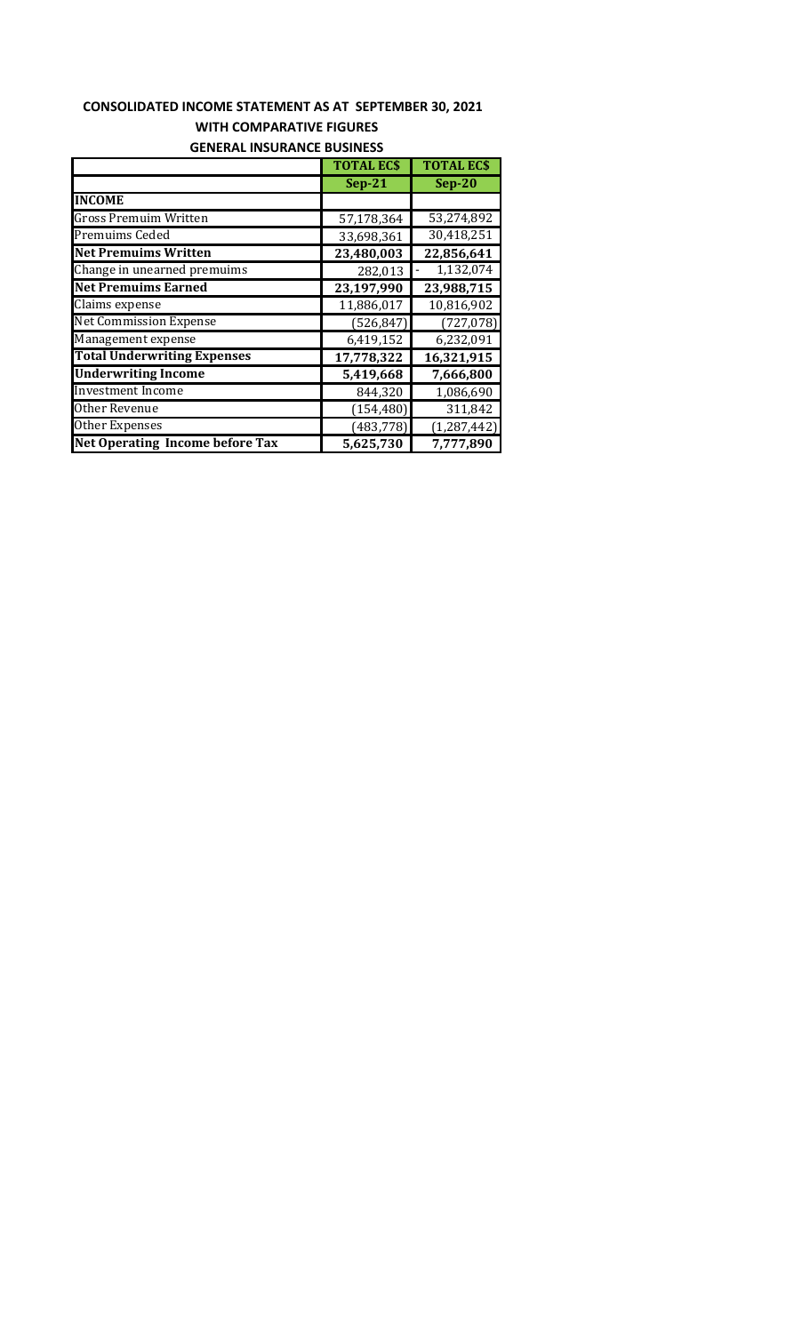## CONSOLIDATED INCOME STATEMENT AS AT SEPTEMBER 30, 2021

### WITH COMPARATIVE FIGURES

### GENERAL INSURANCE BUSINESS

| | **TOTAL EC$** | **TOTAL EC$** |
|---|---|---|
| | **Sep-21** | **Sep-20** |
| **INCOME** | | |
| Gross Premuim Written | 57,178,364 | 53,274,892 |
| Premuims Ceded | 33,698,361 | 30,418,251 |
| **Net Premuims Written** | **23,480,003** | **22,856,641** |
| Change in unearned premuims | 282,013 | - 1,132,074 |
| **Net Premuims Earned** | **23,197,990** | **23,988,715** |
| Claims expense | 11,886,017 | 10,816,902 |
| Net Commission Expense | (526,847) | (727,078) |
| Management expense | 6,419,152 | 6,232,091 |
| **Total Underwriting Expenses** | **17,778,322** | **16,321,915** |
| **Underwriting Income** | **5,419,668** | **7,666,800** |
| Investment Income | 844,320 | 1,086,690 |
| Other Revenue | (154,480) | 311,842 |
| Other Expenses | (483,778) | (1,287,442) |
| **Net Operating Income before Tax** | **5,625,730** | **7,777,890** |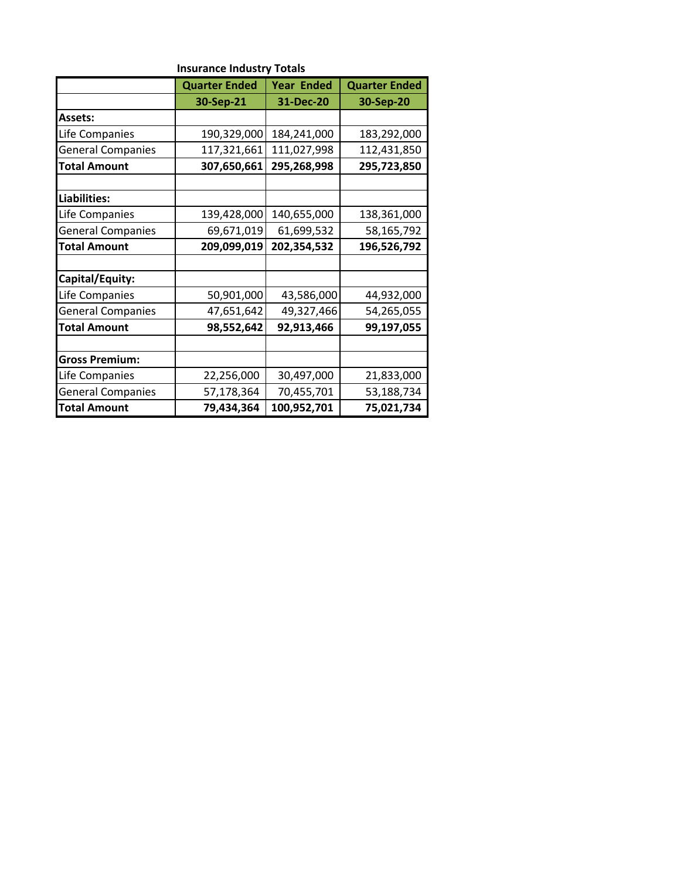**Insurance Industry Totals**

| | Quarter Ended | Year Ended | Quarter Ended |
|---|---|---|---|
| | 30-Sep-21 | 31-Dec-20 | 30-Sep-20 |
| **Assets:** | | | |
| Life Companies | 190,329,000 | 184,241,000 | 183,292,000 |
| General Companies | 117,321,661 | 111,027,998 | 112,431,850 |
| **Total Amount** | **307,650,661** | **295,268,998** | **295,723,850** |
| | | | |
| **Liabilities:** | | | |
| Life Companies | 139,428,000 | 140,655,000 | 138,361,000 |
| General Companies | 69,671,019 | 61,699,532 | 58,165,792 |
| **Total Amount** | **209,099,019** | **202,354,532** | **196,526,792** |
| | | | |
| **Capital/Equity:** | | | |
| Life Companies | 50,901,000 | 43,586,000 | 44,932,000 |
| General Companies | 47,651,642 | 49,327,466 | 54,265,055 |
| **Total Amount** | **98,552,642** | **92,913,466** | **99,197,055** |
| | | | |
| **Gross Premium:** | | | |
| Life Companies | 22,256,000 | 30,497,000 | 21,833,000 |
| General Companies | 57,178,364 | 70,455,701 | 53,188,734 |
| **Total Amount** | **79,434,364** | **100,952,701** | **75,021,734** |